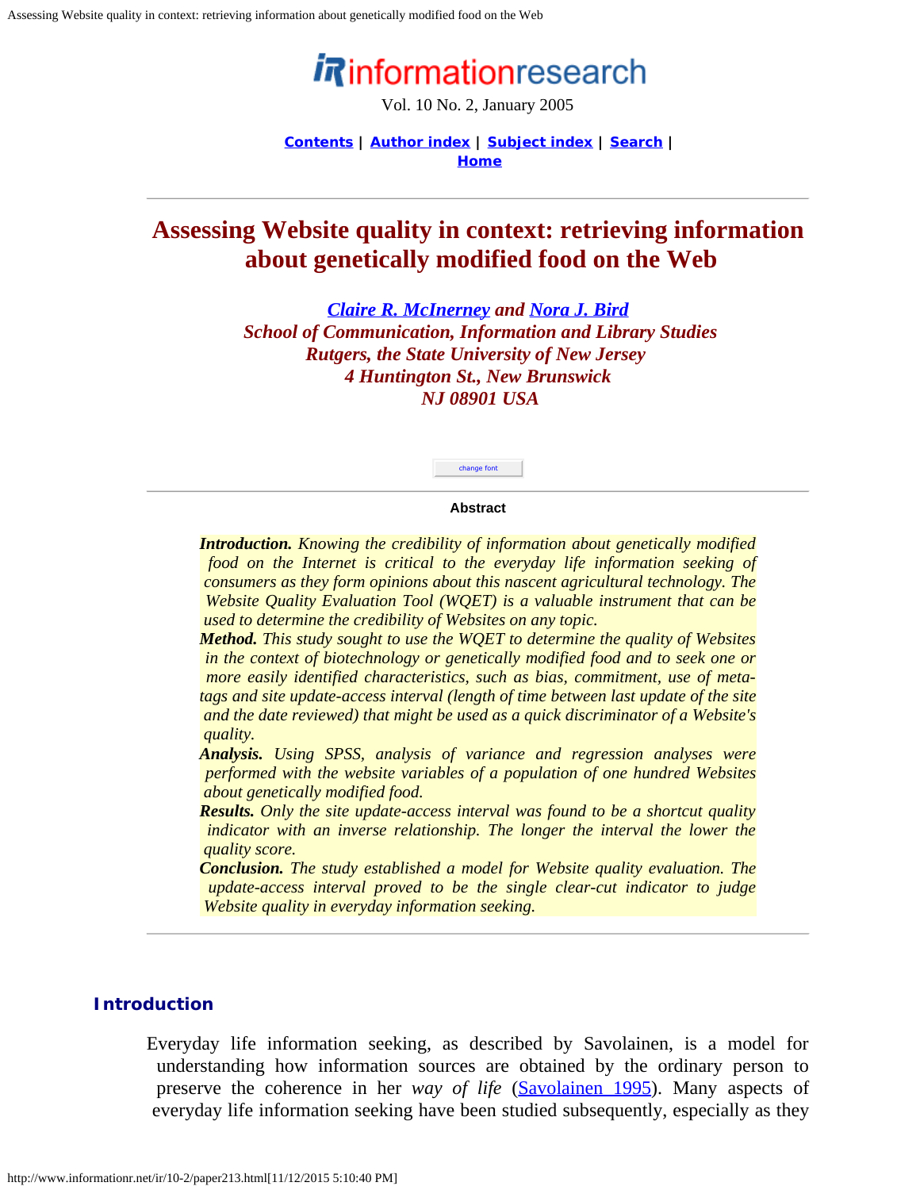informationresearch

Vol. 10 No. 2, January 2005

**Contents** | **Author index** | **Subject index** | **Search** | **Home**

# Assessing Website quality in context: retrieving information about genetically modified food on the Web

***Claire R. McInerney and Nora J. Bird***
*School of Communication, Information and Library Studies*
*Rutgers, the State University of New Jersey*
*4 Huntington St., New Brunswick*
*NJ 08901 USA*

#### Abstract

***Introduction.*** *Knowing the credibility of information about genetically modified food on the Internet is critical to the everyday life information seeking of consumers as they form opinions about this nascent agricultural technology. The Website Quality Evaluation Tool (WQET) is a valuable instrument that can be used to determine the credibility of Websites on any topic.*
***Method.*** *This study sought to use the WQET to determine the quality of Websites in the context of biotechnology or genetically modified food and to seek one or more easily identified characteristics, such as bias, commitment, use of meta-tags and site update-access interval (length of time between last update of the site and the date reviewed) that might be used as a quick discriminator of a Website's quality.*
***Analysis.*** *Using SPSS, analysis of variance and regression analyses were performed with the website variables of a population of one hundred Websites about genetically modified food.*
***Results.*** *Only the site update-access interval was found to be a shortcut quality indicator with an inverse relationship. The longer the interval the lower the quality score.*
***Conclusion.*** *The study established a model for Website quality evaluation. The update-access interval proved to be the single clear-cut indicator to judge Website quality in everyday information seeking.*

## Introduction

Everyday life information seeking, as described by Savolainen, is a model for understanding how information sources are obtained by the ordinary person to preserve the coherence in her *way of life* (Savolainen 1995). Many aspects of everyday life information seeking have been studied subsequently, especially as they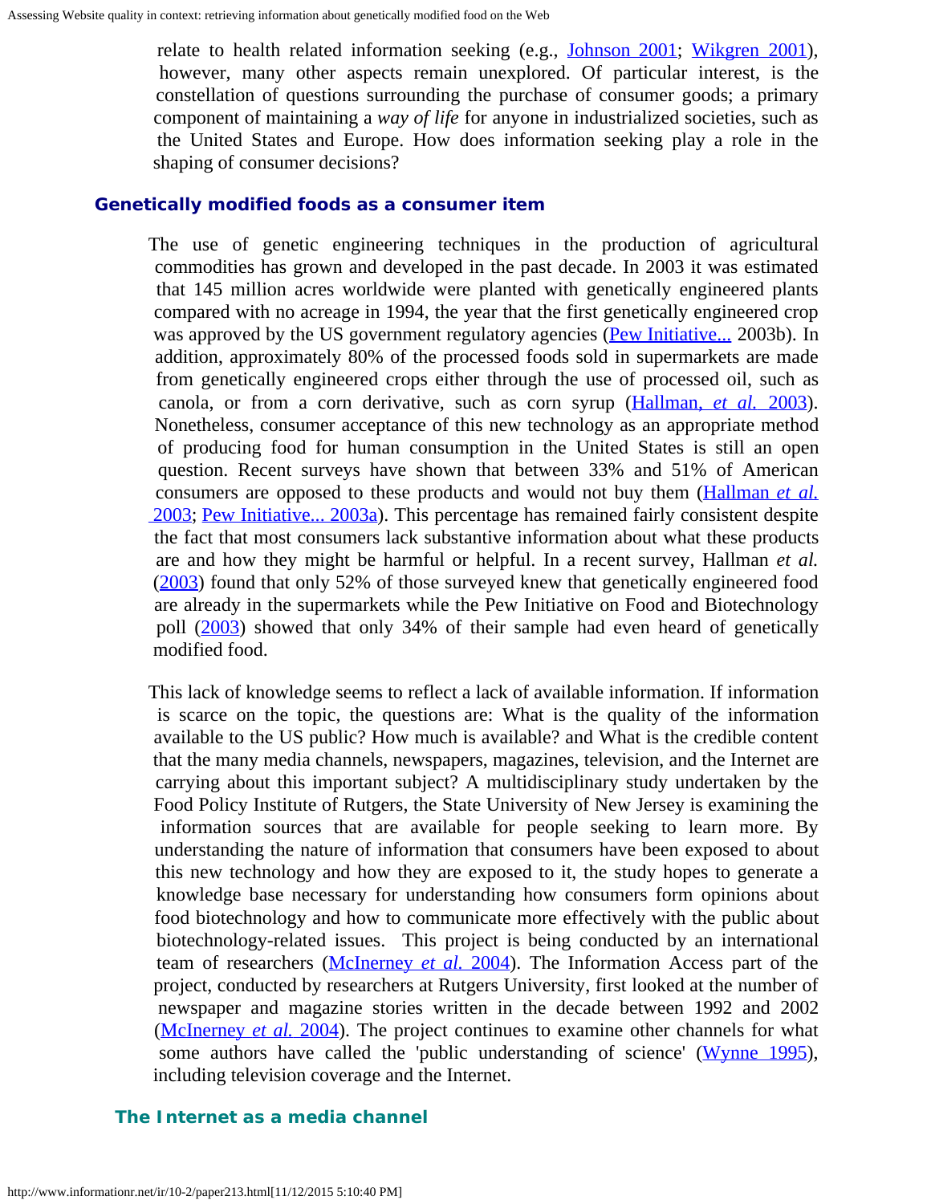relate to health related information seeking (e.g., Johnson 2001; Wikgren 2001), however, many other aspects remain unexplored. Of particular interest, is the constellation of questions surrounding the purchase of consumer goods; a primary component of maintaining a *way of life* for anyone in industrialized societies, such as the United States and Europe. How does information seeking play a role in the shaping of consumer decisions?

## Genetically modified foods as a consumer item

The use of genetic engineering techniques in the production of agricultural commodities has grown and developed in the past decade. In 2003 it was estimated that 145 million acres worldwide were planted with genetically engineered plants compared with no acreage in 1994, the year that the first genetically engineered crop was approved by the US government regulatory agencies (Pew Initiative... 2003b). In addition, approximately 80% of the processed foods sold in supermarkets are made from genetically engineered crops either through the use of processed oil, such as canola, or from a corn derivative, such as corn syrup (Hallman, *et al.* 2003). Nonetheless, consumer acceptance of this new technology as an appropriate method of producing food for human consumption in the United States is still an open question. Recent surveys have shown that between 33% and 51% of American consumers are opposed to these products and would not buy them (Hallman *et al.* 2003; Pew Initiative... 2003a). This percentage has remained fairly consistent despite the fact that most consumers lack substantive information about what these products are and how they might be harmful or helpful. In a recent survey, Hallman *et al.* (2003) found that only 52% of those surveyed knew that genetically engineered food are already in the supermarkets while the Pew Initiative on Food and Biotechnology poll (2003) showed that only 34% of their sample had even heard of genetically modified food.

This lack of knowledge seems to reflect a lack of available information. If information is scarce on the topic, the questions are: What is the quality of the information available to the US public? How much is available? and What is the credible content that the many media channels, newspapers, magazines, television, and the Internet are carrying about this important subject? A multidisciplinary study undertaken by the Food Policy Institute of Rutgers, the State University of New Jersey is examining the information sources that are available for people seeking to learn more. By understanding the nature of information that consumers have been exposed to about this new technology and how they are exposed to it, the study hopes to generate a knowledge base necessary for understanding how consumers form opinions about food biotechnology and how to communicate more effectively with the public about biotechnology-related issues. This project is being conducted by an international team of researchers (McInerney *et al.* 2004). The Information Access part of the project, conducted by researchers at Rutgers University, first looked at the number of newspaper and magazine stories written in the decade between 1992 and 2002 (McInerney *et al.* 2004). The project continues to examine other channels for what some authors have called the 'public understanding of science' (Wynne 1995), including television coverage and the Internet.

## The Internet as a media channel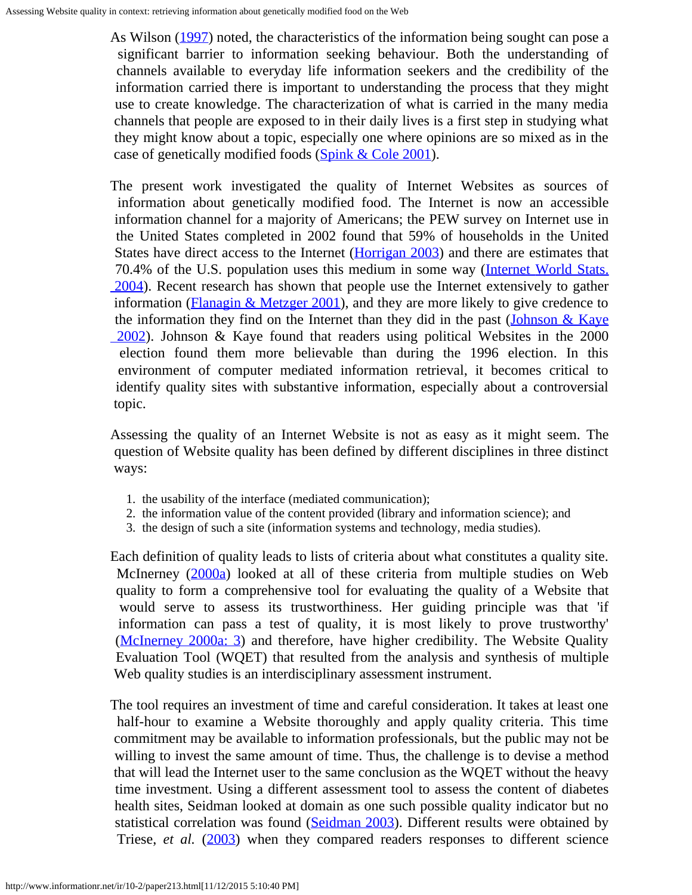As Wilson (1997) noted, the characteristics of the information being sought can pose a significant barrier to information seeking behaviour. Both the understanding of channels available to everyday life information seekers and the credibility of the information carried there is important to understanding the process that they might use to create knowledge. The characterization of what is carried in the many media channels that people are exposed to in their daily lives is a first step in studying what they might know about a topic, especially one where opinions are so mixed as in the case of genetically modified foods (Spink & Cole 2001).

The present work investigated the quality of Internet Websites as sources of information about genetically modified food. The Internet is now an accessible information channel for a majority of Americans; the PEW survey on Internet use in the United States completed in 2002 found that 59% of households in the United States have direct access to the Internet (Horrigan 2003) and there are estimates that 70.4% of the U.S. population uses this medium in some way (Internet World Stats. 2004). Recent research has shown that people use the Internet extensively to gather information (Flanagin & Metzger 2001), and they are more likely to give credence to the information they find on the Internet than they did in the past (Johnson & Kaye 2002). Johnson & Kaye found that readers using political Websites in the 2000 election found them more believable than during the 1996 election. In this environment of computer mediated information retrieval, it becomes critical to identify quality sites with substantive information, especially about a controversial topic.

Assessing the quality of an Internet Website is not as easy as it might seem. The question of Website quality has been defined by different disciplines in three distinct ways:

1. the usability of the interface (mediated communication);
2. the information value of the content provided (library and information science); and
3. the design of such a site (information systems and technology, media studies).

Each definition of quality leads to lists of criteria about what constitutes a quality site. McInerney (2000a) looked at all of these criteria from multiple studies on Web quality to form a comprehensive tool for evaluating the quality of a Website that would serve to assess its trustworthiness. Her guiding principle was that 'if information can pass a test of quality, it is most likely to prove trustworthy' (McInerney 2000a: 3) and therefore, have higher credibility. The Website Quality Evaluation Tool (WQET) that resulted from the analysis and synthesis of multiple Web quality studies is an interdisciplinary assessment instrument.

The tool requires an investment of time and careful consideration. It takes at least one half-hour to examine a Website thoroughly and apply quality criteria. This time commitment may be available to information professionals, but the public may not be willing to invest the same amount of time. Thus, the challenge is to devise a method that will lead the Internet user to the same conclusion as the WQET without the heavy time investment. Using a different assessment tool to assess the content of diabetes health sites, Seidman looked at domain as one such possible quality indicator but no statistical correlation was found (Seidman 2003). Different results were obtained by Triese, *et al.* (2003) when they compared readers responses to different science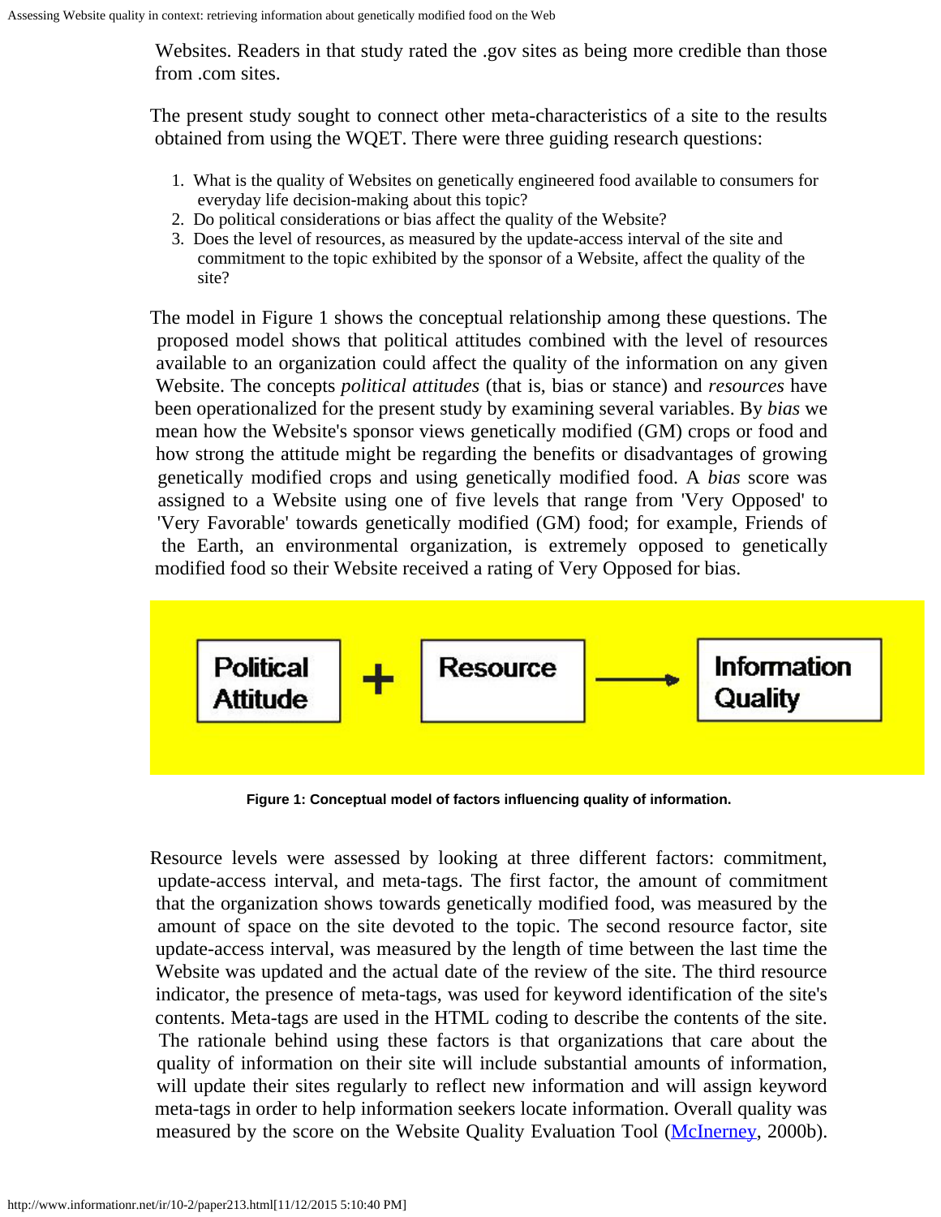Websites. Readers in that study rated the .gov sites as being more credible than those from .com sites.

The present study sought to connect other meta-characteristics of a site to the results obtained from using the WQET. There were three guiding research questions:

1. What is the quality of Websites on genetically engineered food available to consumers for everyday life decision-making about this topic?
2. Do political considerations or bias affect the quality of the Website?
3. Does the level of resources, as measured by the update-access interval of the site and commitment to the topic exhibited by the sponsor of a Website, affect the quality of the site?

The model in Figure 1 shows the conceptual relationship among these questions. The proposed model shows that political attitudes combined with the level of resources available to an organization could affect the quality of the information on any given Website. The concepts *political attitudes* (that is, bias or stance) and *resources* have been operationalized for the present study by examining several variables. By *bias* we mean how the Website's sponsor views genetically modified (GM) crops or food and how strong the attitude might be regarding the benefits or disadvantages of growing genetically modified crops and using genetically modified food. A *bias* score was assigned to a Website using one of five levels that range from 'Very Opposed' to 'Very Favorable' towards genetically modified (GM) food; for example, Friends of the Earth, an environmental organization, is extremely opposed to genetically modified food so their Website received a rating of Very Opposed for bias.

Political Attitude + Resource → Information Quality

**Figure 1: Conceptual model of factors influencing quality of information.**

Resource levels were assessed by looking at three different factors: commitment, update-access interval, and meta-tags. The first factor, the amount of commitment that the organization shows towards genetically modified food, was measured by the amount of space on the site devoted to the topic. The second resource factor, site update-access interval, was measured by the length of time between the last time the Website was updated and the actual date of the review of the site. The third resource indicator, the presence of meta-tags, was used for keyword identification of the site's contents. Meta-tags are used in the HTML coding to describe the contents of the site. The rationale behind using these factors is that organizations that care about the quality of information on their site will include substantial amounts of information, will update their sites regularly to reflect new information and will assign keyword meta-tags in order to help information seekers locate information. Overall quality was measured by the score on the Website Quality Evaluation Tool (McInerney, 2000b).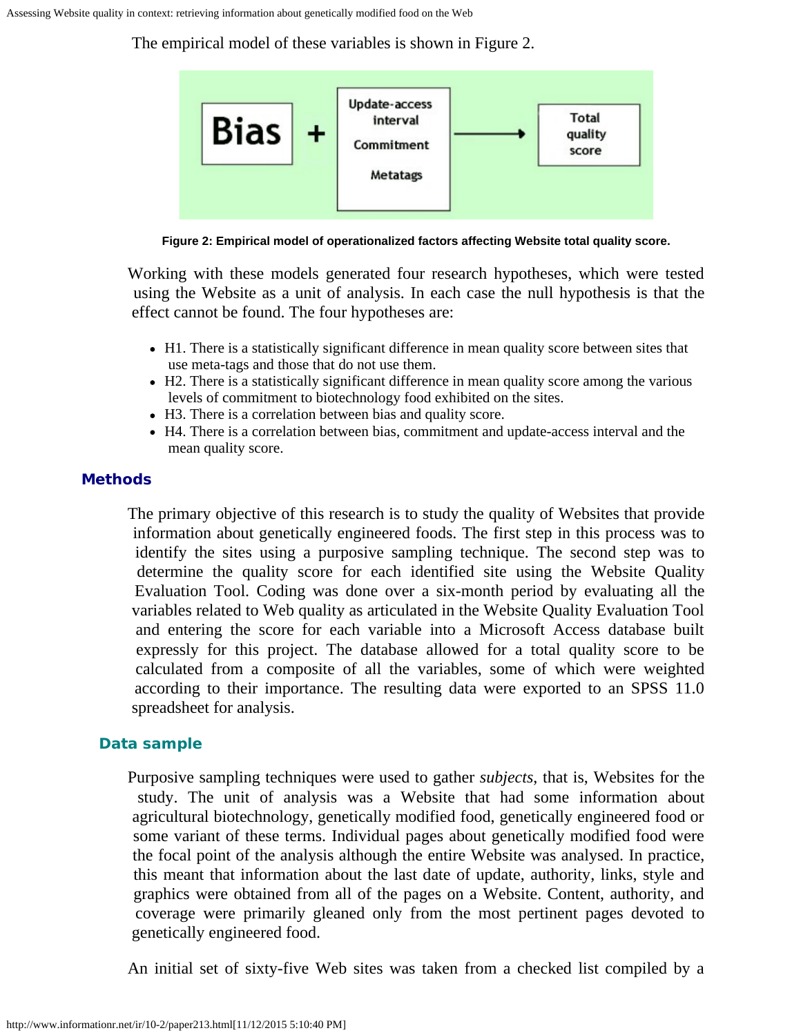The empirical model of these variables is shown in Figure 2.

Figure 2: Empirical model of operationalized factors affecting Website total quality score.

Working with these models generated four research hypotheses, which were tested using the Website as a unit of analysis. In each case the null hypothesis is that the effect cannot be found. The four hypotheses are:

- H1. There is a statistically significant difference in mean quality score between sites that use meta-tags and those that do not use them.
- H2. There is a statistically significant difference in mean quality score among the various levels of commitment to biotechnology food exhibited on the sites.
- H3. There is a correlation between bias and quality score.
- H4. There is a correlation between bias, commitment and update-access interval and the mean quality score.

## Methods

The primary objective of this research is to study the quality of Websites that provide information about genetically engineered foods. The first step in this process was to identify the sites using a purposive sampling technique. The second step was to determine the quality score for each identified site using the Website Quality Evaluation Tool. Coding was done over a six-month period by evaluating all the variables related to Web quality as articulated in the Website Quality Evaluation Tool and entering the score for each variable into a Microsoft Access database built expressly for this project. The database allowed for a total quality score to be calculated from a composite of all the variables, some of which were weighted according to their importance. The resulting data were exported to an SPSS 11.0 spreadsheet for analysis.

### Data sample

Purposive sampling techniques were used to gather *subjects*, that is, Websites for the study. The unit of analysis was a Website that had some information about agricultural biotechnology, genetically modified food, genetically engineered food or some variant of these terms. Individual pages about genetically modified food were the focal point of the analysis although the entire Website was analysed. In practice, this meant that information about the last date of update, authority, links, style and graphics were obtained from all of the pages on a Website. Content, authority, and coverage were primarily gleaned only from the most pertinent pages devoted to genetically engineered food.

An initial set of sixty-five Web sites was taken from a checked list compiled by a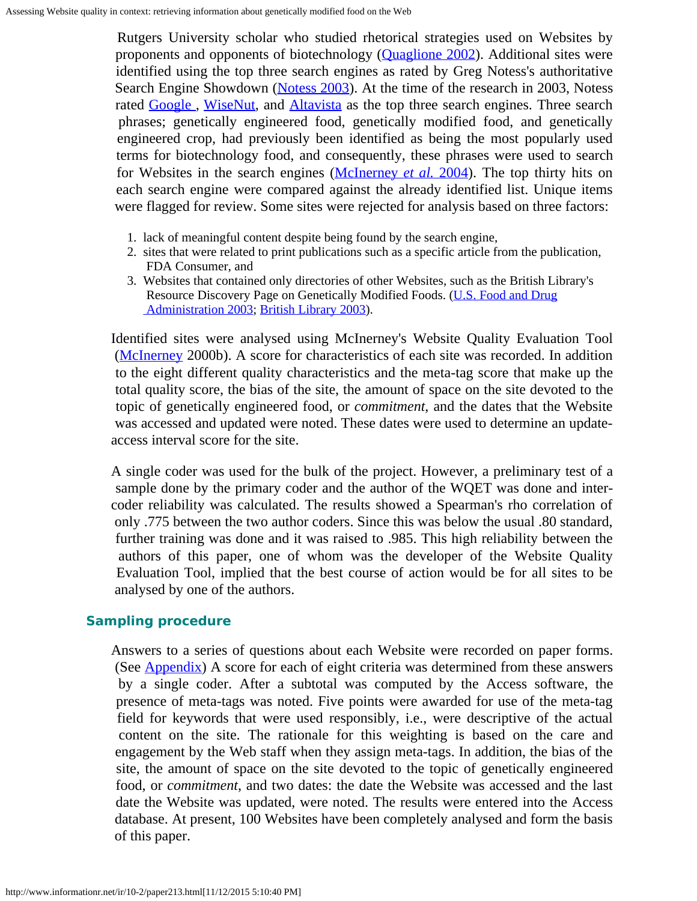Rutgers University scholar who studied rhetorical strategies used on Websites by proponents and opponents of biotechnology (Quaglione 2002). Additional sites were identified using the top three search engines as rated by Greg Notess's authoritative Search Engine Showdown (Notess 2003). At the time of the research in 2003, Notess rated Google, WiseNut, and Altavista as the top three search engines. Three search phrases; genetically engineered food, genetically modified food, and genetically engineered crop, had previously been identified as being the most popularly used terms for biotechnology food, and consequently, these phrases were used to search for Websites in the search engines (McInerney *et al.* 2004). The top thirty hits on each search engine were compared against the already identified list. Unique items were flagged for review. Some sites were rejected for analysis based on three factors:

1. lack of meaningful content despite being found by the search engine,
2. sites that were related to print publications such as a specific article from the publication, FDA Consumer, and
3. Websites that contained only directories of other Websites, such as the British Library's Resource Discovery Page on Genetically Modified Foods. (U.S. Food and Drug Administration 2003; British Library 2003).

Identified sites were analysed using McInerney's Website Quality Evaluation Tool (McInerney 2000b). A score for characteristics of each site was recorded. In addition to the eight different quality characteristics and the meta-tag score that make up the total quality score, the bias of the site, the amount of space on the site devoted to the topic of genetically engineered food, or *commitment*, and the dates that the Website was accessed and updated were noted. These dates were used to determine an update-access interval score for the site.

A single coder was used for the bulk of the project. However, a preliminary test of a sample done by the primary coder and the author of the WQET was done and inter-coder reliability was calculated. The results showed a Spearman's rho correlation of only .775 between the two author coders. Since this was below the usual .80 standard, further training was done and it was raised to .985. This high reliability between the authors of this paper, one of whom was the developer of the Website Quality Evaluation Tool, implied that the best course of action would be for all sites to be analysed by one of the authors.

## Sampling procedure

Answers to a series of questions about each Website were recorded on paper forms. (See Appendix) A score for each of eight criteria was determined from these answers by a single coder. After a subtotal was computed by the Access software, the presence of meta-tags was noted. Five points were awarded for use of the meta-tag field for keywords that were used responsibly, i.e., were descriptive of the actual content on the site. The rationale for this weighting is based on the care and engagement by the Web staff when they assign meta-tags. In addition, the bias of the site, the amount of space on the site devoted to the topic of genetically engineered food, or *commitment*, and two dates: the date the Website was accessed and the last date the Website was updated, were noted. The results were entered into the Access database. At present, 100 Websites have been completely analysed and form the basis of this paper.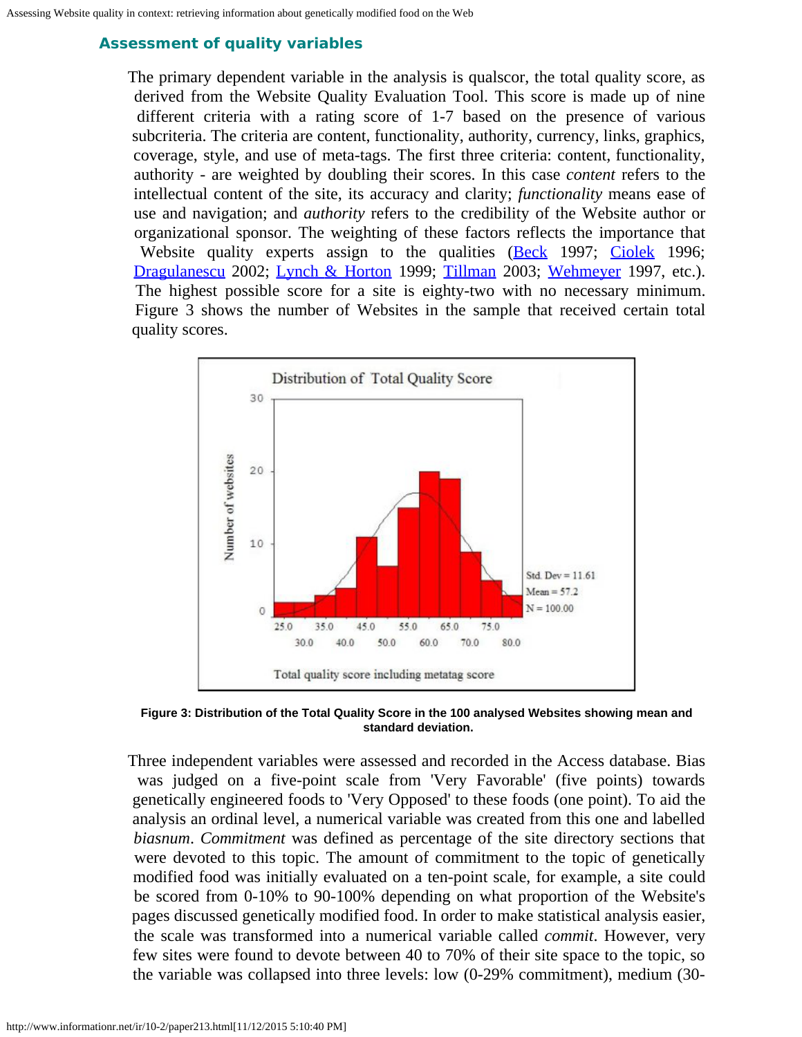## Assessment of quality variables

The primary dependent variable in the analysis is qualscor, the total quality score, as derived from the Website Quality Evaluation Tool. This score is made up of nine different criteria with a rating score of 1-7 based on the presence of various subcriteria. The criteria are content, functionality, authority, currency, links, graphics, coverage, style, and use of meta-tags. The first three criteria: content, functionality, authority - are weighted by doubling their scores. In this case *content* refers to the intellectual content of the site, its accuracy and clarity; *functionality* means ease of use and navigation; and *authority* refers to the credibility of the Website author or organizational sponsor. The weighting of these factors reflects the importance that Website quality experts assign to the qualities (Beck 1997; Ciolek 1996; Dragulanescu 2002; Lynch & Horton 1999; Tillman 2003; Wehmeyer 1997, etc.). The highest possible score for a site is eighty-two with no necessary minimum. Figure 3 shows the number of Websites in the sample that received certain total quality scores.

**Figure 3: Distribution of the Total Quality Score in the 100 analysed Websites showing mean and standard deviation.**

Three independent variables were assessed and recorded in the Access database. Bias was judged on a five-point scale from 'Very Favorable' (five points) towards genetically engineered foods to 'Very Opposed' to these foods (one point). To aid the analysis an ordinal level, a numerical variable was created from this one and labelled *biasnum*. *Commitment* was defined as percentage of the site directory sections that were devoted to this topic. The amount of commitment to the topic of genetically modified food was initially evaluated on a ten-point scale, for example, a site could be scored from 0-10% to 90-100% depending on what proportion of the Website's pages discussed genetically modified food. In order to make statistical analysis easier, the scale was transformed into a numerical variable called *commit*. However, very few sites were found to devote between 40 to 70% of their site space to the topic, so the variable was collapsed into three levels: low (0-29% commitment), medium (30-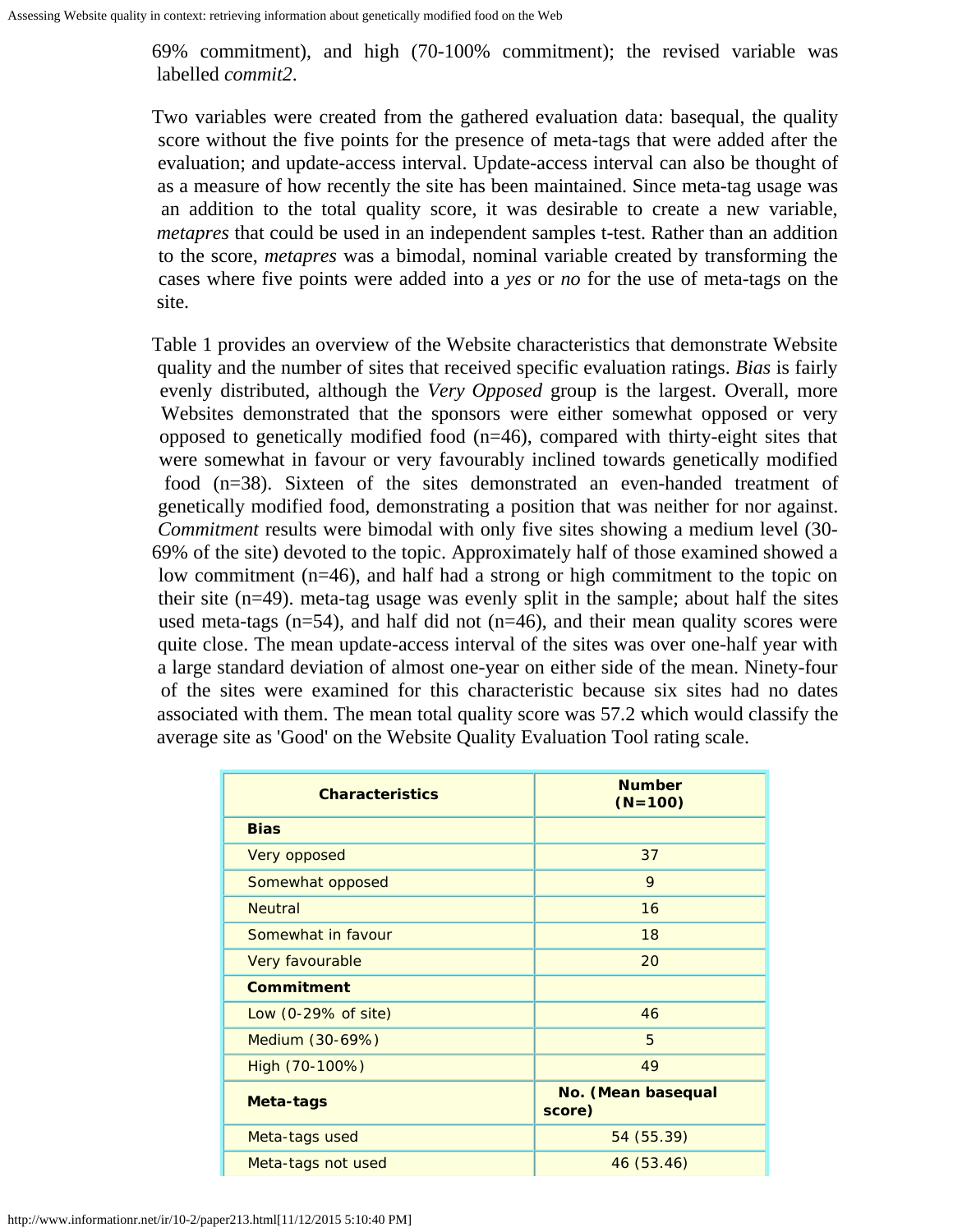69% commitment), and high (70-100% commitment); the revised variable was labelled *commit2*.

Two variables were created from the gathered evaluation data: basequal, the quality score without the five points for the presence of meta-tags that were added after the evaluation; and update-access interval. Update-access interval can also be thought of as a measure of how recently the site has been maintained. Since meta-tag usage was an addition to the total quality score, it was desirable to create a new variable, *metapres* that could be used in an independent samples t-test. Rather than an addition to the score, *metapres* was a bimodal, nominal variable created by transforming the cases where five points were added into a *yes* or *no* for the use of meta-tags on the site.

Table 1 provides an overview of the Website characteristics that demonstrate Website quality and the number of sites that received specific evaluation ratings. *Bias* is fairly evenly distributed, although the *Very Opposed* group is the largest. Overall, more Websites demonstrated that the sponsors were either somewhat opposed or very opposed to genetically modified food (n=46), compared with thirty-eight sites that were somewhat in favour or very favourably inclined towards genetically modified food (n=38). Sixteen of the sites demonstrated an even-handed treatment of genetically modified food, demonstrating a position that was neither for nor against. *Commitment* results were bimodal with only five sites showing a medium level (30-69% of the site) devoted to the topic. Approximately half of those examined showed a low commitment (n=46), and half had a strong or high commitment to the topic on their site (n=49). meta-tag usage was evenly split in the sample; about half the sites used meta-tags (n=54), and half did not (n=46), and their mean quality scores were quite close. The mean update-access interval of the sites was over one-half year with a large standard deviation of almost one-year on either side of the mean. Ninety-four of the sites were examined for this characteristic because six sites had no dates associated with them. The mean total quality score was 57.2 which would classify the average site as 'Good' on the Website Quality Evaluation Tool rating scale.

| Characteristics | Number (N=100) |
|---|---|
| **Bias** | |
| Very opposed | 37 |
| Somewhat opposed | 9 |
| Neutral | 16 |
| Somewhat in favour | 18 |
| Very favourable | 20 |
| **Commitment** | |
| Low (0-29% of site) | 46 |
| Medium (30-69%) | 5 |
| High (70-100%) | 49 |
| **Meta-tags** | **No. (Mean basequal score)** |
| Meta-tags used | 54 (55.39) |
| Meta-tags not used | 46 (53.46) |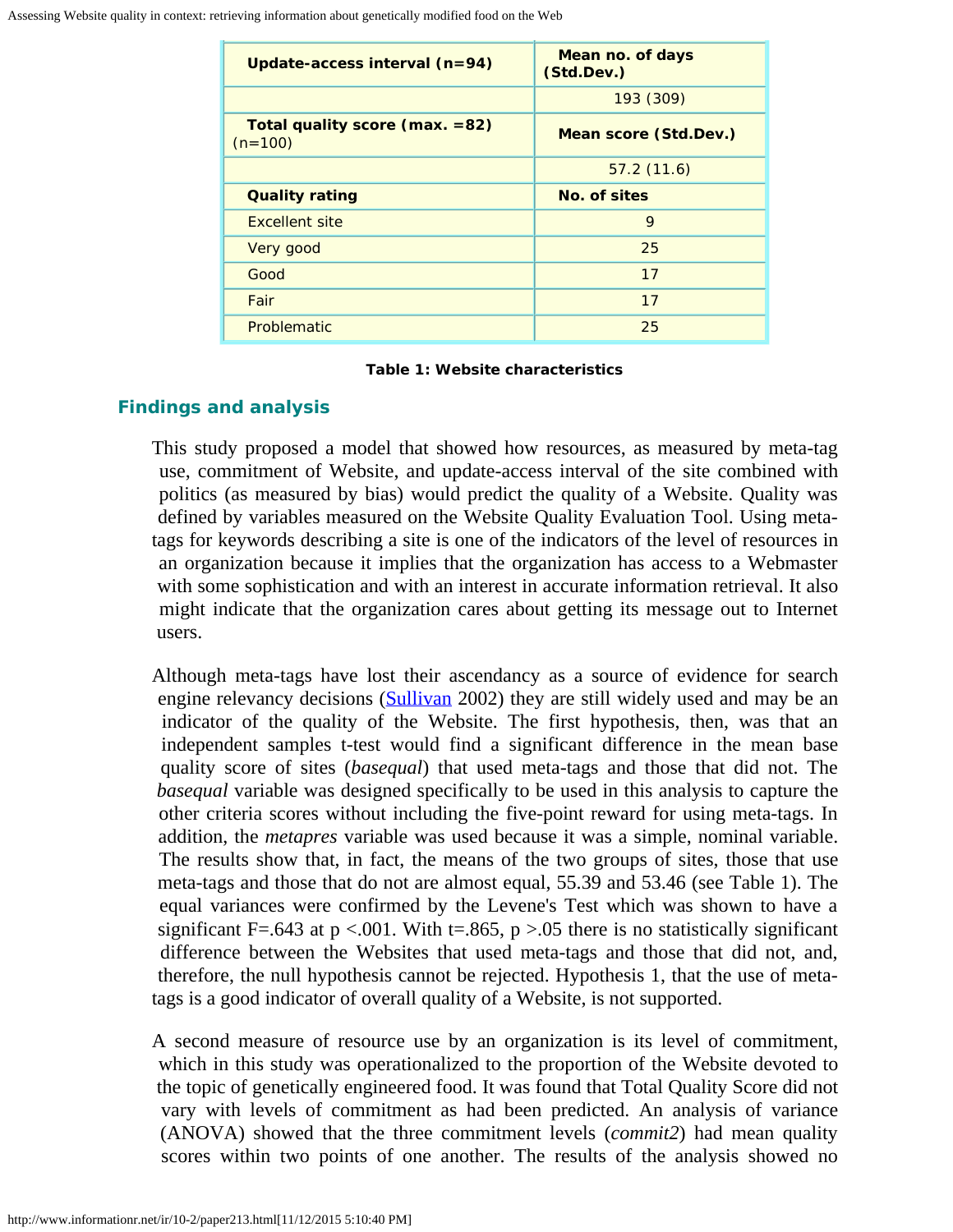| Update-access interval (n=94) | Mean no. of days (Std.Dev.) |
| --- | --- |
| | 193 (309) |
| **Total quality score (max. =82)** (n=100) | **Mean score (Std.Dev.)** |
| | 57.2 (11.6) |
| **Quality rating** | **No. of sites** |
| Excellent site | 9 |
| Very good | 25 |
| Good | 17 |
| Fair | 17 |
| Problematic | 25 |

**Table 1: Website characteristics**

## Findings and analysis

This study proposed a model that showed how resources, as measured by meta-tag use, commitment of Website, and update-access interval of the site combined with politics (as measured by bias) would predict the quality of a Website. Quality was defined by variables measured on the Website Quality Evaluation Tool. Using meta-tags for keywords describing a site is one of the indicators of the level of resources in an organization because it implies that the organization has access to a Webmaster with some sophistication and with an interest in accurate information retrieval. It also might indicate that the organization cares about getting its message out to Internet users.

Although meta-tags have lost their ascendancy as a source of evidence for search engine relevancy decisions (Sullivan 2002) they are still widely used and may be an indicator of the quality of the Website. The first hypothesis, then, was that an independent samples t-test would find a significant difference in the mean base quality score of sites (*basequal*) that used meta-tags and those that did not. The *basequal* variable was designed specifically to be used in this analysis to capture the other criteria scores without including the five-point reward for using meta-tags. In addition, the *metapres* variable was used because it was a simple, nominal variable. The results show that, in fact, the means of the two groups of sites, those that use meta-tags and those that do not are almost equal, 55.39 and 53.46 (see Table 1). The equal variances were confirmed by the Levene's Test which was shown to have a significant $F=.643$ at $p <.001$. With $t=.865$, $p >.05$ there is no statistically significant difference between the Websites that used meta-tags and those that did not, and, therefore, the null hypothesis cannot be rejected. Hypothesis 1, that the use of meta-tags is a good indicator of overall quality of a Website, is not supported.

A second measure of resource use by an organization is its level of commitment, which in this study was operationalized to the proportion of the Website devoted to the topic of genetically engineered food. It was found that Total Quality Score did not vary with levels of commitment as had been predicted. An analysis of variance (ANOVA) showed that the three commitment levels (*commit2*) had mean quality scores within two points of one another. The results of the analysis showed no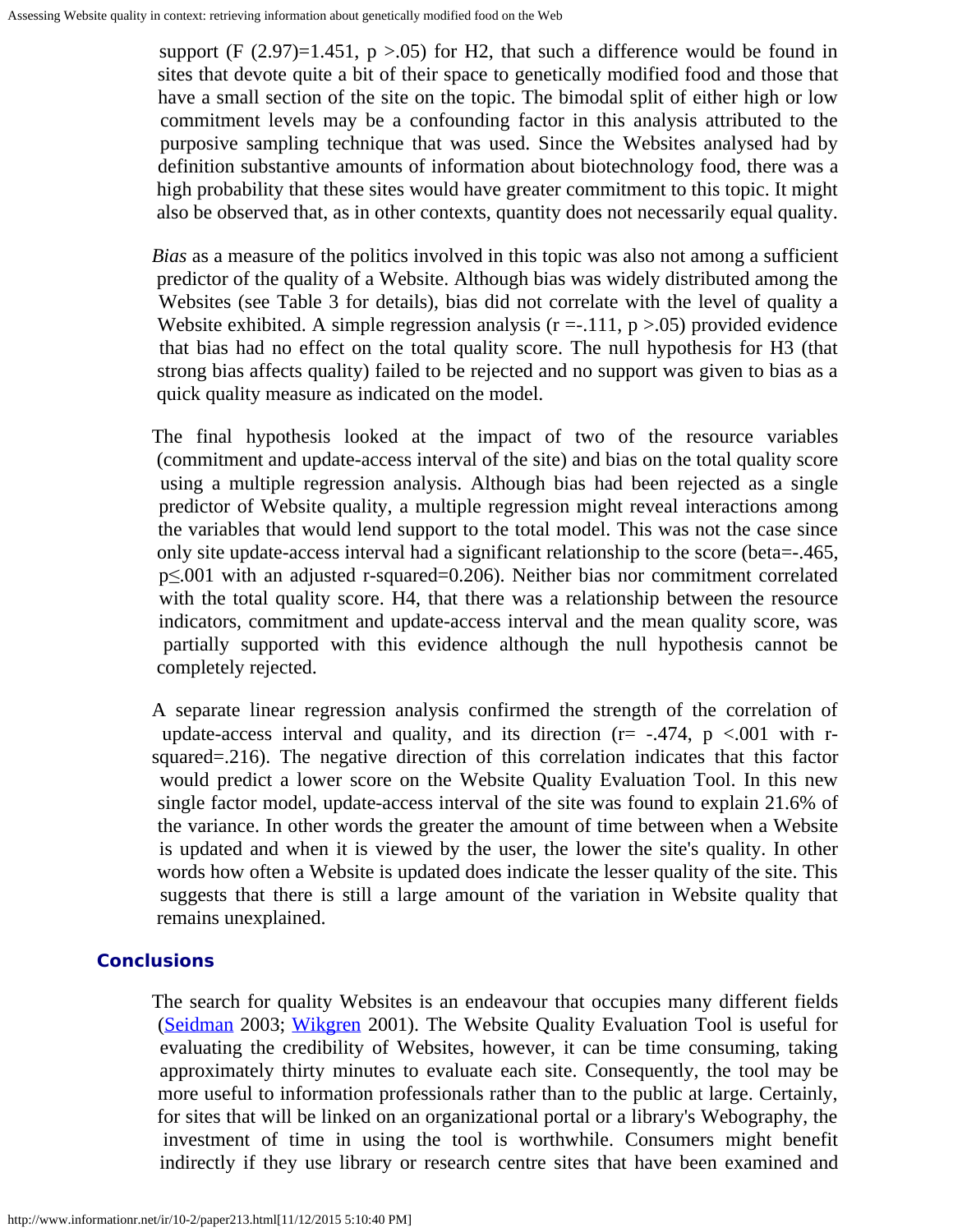support ($F (2.97)=1.451$, $p >.05$) for H2, that such a difference would be found in sites that devote quite a bit of their space to genetically modified food and those that have a small section of the site on the topic. The bimodal split of either high or low commitment levels may be a confounding factor in this analysis attributed to the purposive sampling technique that was used. Since the Websites analysed had by definition substantive amounts of information about biotechnology food, there was a high probability that these sites would have greater commitment to this topic. It might also be observed that, as in other contexts, quantity does not necessarily equal quality.

*Bias* as a measure of the politics involved in this topic was also not among a sufficient predictor of the quality of a Website. Although bias was widely distributed among the Websites (see Table 3 for details), bias did not correlate with the level of quality a Website exhibited. A simple regression analysis ($r =-.111$, $p >.05$) provided evidence that bias had no effect on the total quality score. The null hypothesis for H3 (that strong bias affects quality) failed to be rejected and no support was given to bias as a quick quality measure as indicated on the model.

The final hypothesis looked at the impact of two of the resource variables (commitment and update-access interval of the site) and bias on the total quality score using a multiple regression analysis. Although bias had been rejected as a single predictor of Website quality, a multiple regression might reveal interactions among the variables that would lend support to the total model. This was not the case since only site update-access interval had a significant relationship to the score (beta=-.465, $p \leq .001$ with an adjusted r-squared=0.206). Neither bias nor commitment correlated with the total quality score. H4, that there was a relationship between the resource indicators, commitment and update-access interval and the mean quality score, was partially supported with this evidence although the null hypothesis cannot be completely rejected.

A separate linear regression analysis confirmed the strength of the correlation of update-access interval and quality, and its direction ($r= -.474$, $p <.001$ with r-squared=.216). The negative direction of this correlation indicates that this factor would predict a lower score on the Website Quality Evaluation Tool. In this new single factor model, update-access interval of the site was found to explain 21.6% of the variance. In other words the greater the amount of time between when a Website is updated and when it is viewed by the user, the lower the site's quality. In other words how often a Website is updated does indicate the lesser quality of the site. This suggests that there is still a large amount of the variation in Website quality that remains unexplained.

## Conclusions

The search for quality Websites is an endeavour that occupies many different fields (Seidman 2003; Wikgren 2001). The Website Quality Evaluation Tool is useful for evaluating the credibility of Websites, however, it can be time consuming, taking approximately thirty minutes to evaluate each site. Consequently, the tool may be more useful to information professionals rather than to the public at large. Certainly, for sites that will be linked on an organizational portal or a library's Webography, the investment of time in using the tool is worthwhile. Consumers might benefit indirectly if they use library or research centre sites that have been examined and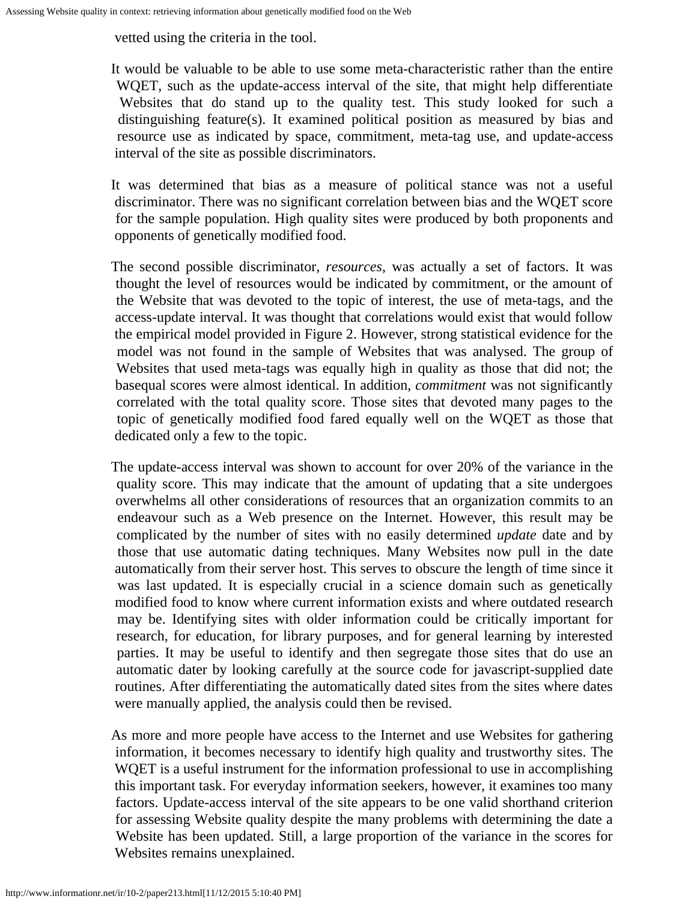vetted using the criteria in the tool.

It would be valuable to be able to use some meta-characteristic rather than the entire WQET, such as the update-access interval of the site, that might help differentiate Websites that do stand up to the quality test. This study looked for such a distinguishing feature(s). It examined political position as measured by bias and resource use as indicated by space, commitment, meta-tag use, and update-access interval of the site as possible discriminators.

It was determined that bias as a measure of political stance was not a useful discriminator. There was no significant correlation between bias and the WQET score for the sample population. High quality sites were produced by both proponents and opponents of genetically modified food.

The second possible discriminator, *resources*, was actually a set of factors. It was thought the level of resources would be indicated by commitment, or the amount of the Website that was devoted to the topic of interest, the use of meta-tags, and the access-update interval. It was thought that correlations would exist that would follow the empirical model provided in Figure 2. However, strong statistical evidence for the model was not found in the sample of Websites that was analysed. The group of Websites that used meta-tags was equally high in quality as those that did not; the basequal scores were almost identical. In addition, *commitment* was not significantly correlated with the total quality score. Those sites that devoted many pages to the topic of genetically modified food fared equally well on the WQET as those that dedicated only a few to the topic.

The update-access interval was shown to account for over 20% of the variance in the quality score. This may indicate that the amount of updating that a site undergoes overwhelms all other considerations of resources that an organization commits to an endeavour such as a Web presence on the Internet. However, this result may be complicated by the number of sites with no easily determined *update* date and by those that use automatic dating techniques. Many Websites now pull in the date automatically from their server host. This serves to obscure the length of time since it was last updated. It is especially crucial in a science domain such as genetically modified food to know where current information exists and where outdated research may be. Identifying sites with older information could be critically important for research, for education, for library purposes, and for general learning by interested parties. It may be useful to identify and then segregate those sites that do use an automatic dater by looking carefully at the source code for javascript-supplied date routines. After differentiating the automatically dated sites from the sites where dates were manually applied, the analysis could then be revised.

As more and more people have access to the Internet and use Websites for gathering information, it becomes necessary to identify high quality and trustworthy sites. The WQET is a useful instrument for the information professional to use in accomplishing this important task. For everyday information seekers, however, it examines too many factors. Update-access interval of the site appears to be one valid shorthand criterion for assessing Website quality despite the many problems with determining the date a Website has been updated. Still, a large proportion of the variance in the scores for Websites remains unexplained.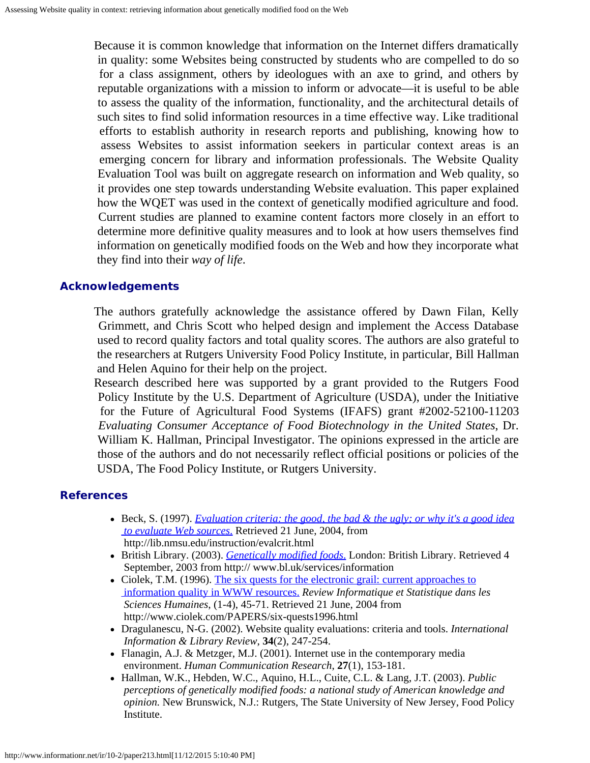Because it is common knowledge that information on the Internet differs dramatically in quality: some Websites being constructed by students who are compelled to do so for a class assignment, others by ideologues with an axe to grind, and others by reputable organizations with a mission to inform or advocate—it is useful to be able to assess the quality of the information, functionality, and the architectural details of such sites to find solid information resources in a time effective way. Like traditional efforts to establish authority in research reports and publishing, knowing how to assess Websites to assist information seekers in particular context areas is an emerging concern for library and information professionals. The Website Quality Evaluation Tool was built on aggregate research on information and Web quality, so it provides one step towards understanding Website evaluation. This paper explained how the WQET was used in the context of genetically modified agriculture and food. Current studies are planned to examine content factors more closely in an effort to determine more definitive quality measures and to look at how users themselves find information on genetically modified foods on the Web and how they incorporate what they find into their *way of life*.

## Acknowledgements

The authors gratefully acknowledge the assistance offered by Dawn Filan, Kelly Grimmett, and Chris Scott who helped design and implement the Access Database used to record quality factors and total quality scores. The authors are also grateful to the researchers at Rutgers University Food Policy Institute, in particular, Bill Hallman and Helen Aquino for their help on the project.

Research described here was supported by a grant provided to the Rutgers Food Policy Institute by the U.S. Department of Agriculture (USDA), under the Initiative for the Future of Agricultural Food Systems (IFAFS) grant #2002-52100-11203 *Evaluating Consumer Acceptance of Food Biotechnology in the United States*, Dr. William K. Hallman, Principal Investigator. The opinions expressed in the article are those of the authors and do not necessarily reflect official positions or policies of the USDA, The Food Policy Institute, or Rutgers University.

## References

- Beck, S. (1997). *Evaluation criteria: the good, the bad & the ugly: or why it's a good idea to evaluate Web sources.* Retrieved 21 June, 2004, from http://lib.nmsu.edu/instruction/evalcrit.html
- British Library. (2003). *Genetically modified foods.* London: British Library. Retrieved 4 September, 2003 from http:// www.bl.uk/services/information
- Ciolek, T.M. (1996). The six quests for the electronic grail: current approaches to information quality in WWW resources. *Review Informatique et Statistique dans les Sciences Humaines*, (1-4), 45-71. Retrieved 21 June, 2004 from http://www.ciolek.com/PAPERS/six-quests1996.html
- Dragulanescu, N-G. (2002). Website quality evaluations: criteria and tools. *International Information & Library Review*, **34**(2), 247-254.
- Flanagin, A.J. & Metzger, M.J. (2001). Internet use in the contemporary media environment. *Human Communication Research*, **27**(1), 153-181.
- Hallman, W.K., Hebden, W.C., Aquino, H.L., Cuite, C.L. & Lang, J.T. (2003). *Public perceptions of genetically modified foods: a national study of American knowledge and opinion.* New Brunswick, N.J.: Rutgers, The State University of New Jersey, Food Policy Institute.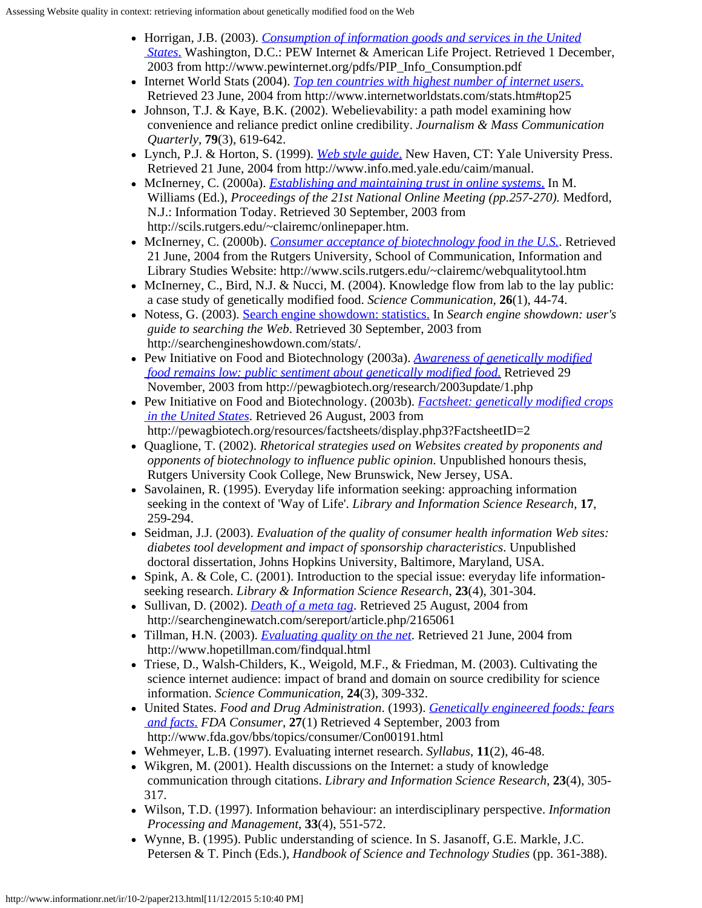- Horrigan, J.B. (2003). *[Consumption of information goods and services in the United States.](http://www.pewinternet.org/pdfs/PIP_Info_Consumption.pdf)* Washington, D.C.: PEW Internet & American Life Project. Retrieved 1 December, 2003 from http://www.pewinternet.org/pdfs/PIP_Info_Consumption.pdf
- Internet World Stats (2004). *Top ten countries with highest number of internet users.* Retrieved 23 June, 2004 from http://www.internetworldstats.com/stats.htm#top25
- Johnson, T.J. & Kaye, B.K. (2002). Webelievability: a path model examining how convenience and reliance predict online credibility. *Journalism & Mass Communication Quarterly*, **79**(3), 619-642.
- Lynch, P.J. & Horton, S. (1999). *Web style guide.* New Haven, CT: Yale University Press. Retrieved 21 June, 2004 from http://www.info.med.yale.edu/caim/manual.
- McInerney, C. (2000a). *Establishing and maintaining trust in online systems.* In M. Williams (Ed.), *Proceedings of the 21st National Online Meeting (pp.257-270).* Medford, N.J.: Information Today. Retrieved 30 September, 2003 from http://scils.rutgers.edu/~clairemc/onlinepaper.htm.
- McInerney, C. (2000b). *Consumer acceptance of biotechnology food in the U.S.*. Retrieved 21 June, 2004 from the Rutgers University, School of Communication, Information and Library Studies Website: http://www.scils.rutgers.edu/~clairemc/webqualitytool.htm
- McInerney, C., Bird, N.J. & Nucci, M. (2004). Knowledge flow from lab to the lay public: a case study of genetically modified food. *Science Communication*, **26**(1), 44-74.
- Notess, G. (2003). Search engine showdown: statistics. In *Search engine showdown: user's guide to searching the Web*. Retrieved 30 September, 2003 from http://searchengineshowdown.com/stats/.
- Pew Initiative on Food and Biotechnology (2003a). *Awareness of genetically modified food remains low: public sentiment about genetically modified food.* Retrieved 29 November, 2003 from http://pewagbiotech.org/research/2003update/1.php
- Pew Initiative on Food and Biotechnology. (2003b). *Factsheet: genetically modified crops in the United States*. Retrieved 26 August, 2003 from http://pewagbiotech.org/resources/factsheets/display.php3?FactsheetID=2
- Quaglione, T. (2002). *Rhetorical strategies used on Websites created by proponents and opponents of biotechnology to influence public opinion.* Unpublished honours thesis, Rutgers University Cook College, New Brunswick, New Jersey, USA.
- Savolainen, R. (1995). Everyday life information seeking: approaching information seeking in the context of 'Way of Life'. *Library and Information Science Research*, **17**, 259-294.
- Seidman, J.J. (2003). *Evaluation of the quality of consumer health information Web sites: diabetes tool development and impact of sponsorship characteristics*. Unpublished doctoral dissertation, Johns Hopkins University, Baltimore, Maryland, USA.
- Spink, A. & Cole, C. (2001). Introduction to the special issue: everyday life information-seeking research. *Library & Information Science Research*, **23**(4), 301-304.
- Sullivan, D. (2002). *Death of a meta tag*. Retrieved 25 August, 2004 from http://searchenginewatch.com/sereport/article.php/2165061
- Tillman, H.N. (2003). *Evaluating quality on the net*. Retrieved 21 June, 2004 from http://www.hopetillman.com/findqual.html
- Triese, D., Walsh-Childers, K., Weigold, M.F., & Friedman, M. (2003). Cultivating the science internet audience: impact of brand and domain on source credibility for science information. *Science Communication*, **24**(3), 309-332.
- United States. *Food and Drug Administration*. (1993). *Genetically engineered foods: fears and facts.* *FDA Consumer*, **27**(1) Retrieved 4 September, 2003 from http://www.fda.gov/bbs/topics/consumer/Con00191.html
- Wehmeyer, L.B. (1997). Evaluating internet research. *Syllabus*, **11**(2), 46-48.
- Wikgren, M. (2001). Health discussions on the Internet: a study of knowledge communication through citations. *Library and Information Science Research*, **23**(4), 305-317.
- Wilson, T.D. (1997). Information behaviour: an interdisciplinary perspective. *Information Processing and Management*, **33**(4), 551-572.
- Wynne, B. (1995). Public understanding of science. In S. Jasanoff, G.E. Markle, J.C. Petersen & T. Pinch (Eds.), *Handbook of Science and Technology Studies* (pp. 361-388).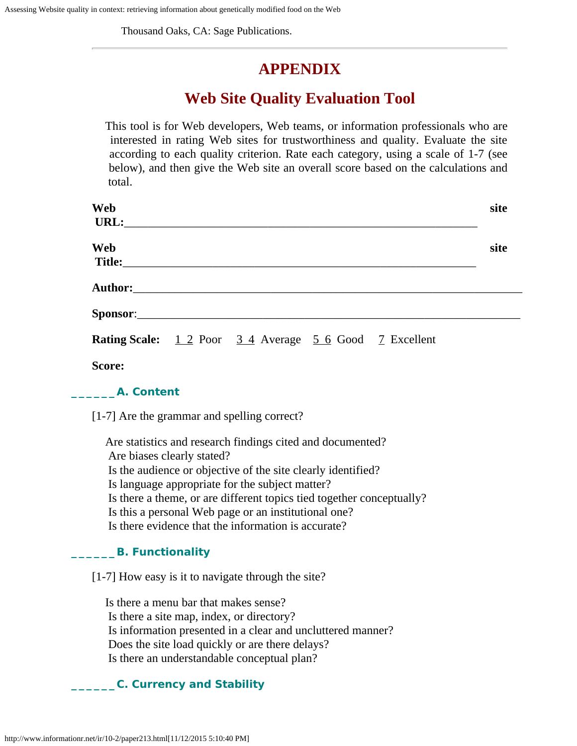Thousand Oaks, CA: Sage Publications.

---

# APPENDIX

## Web Site Quality Evaluation Tool

This tool is for Web developers, Web teams, or information professionals who are interested in rating Web sites for trustworthiness and quality. Evaluate the site according to each quality criterion. Rate each category, using a scale of 1-7 (see below), and then give the Web site an overall score based on the calculations and total.

**Web site URL:**_______________________________________________________________

**Web site Title:**_______________________________________________________________

**Author:**_______________________________________________________________

**Sponsor**:_______________________________________________________________

**Rating Scale:** 1 2 Poor 3 4 Average 5 6 Good 7 Excellent

**Score:**

### ______A. Content

[1-7] Are the grammar and spelling correct?

Are statistics and research findings cited and documented?
Are biases clearly stated?
Is the audience or objective of the site clearly identified?
Is language appropriate for the subject matter?
Is there a theme, or are different topics tied together conceptually?
Is this a personal Web page or an institutional one?
Is there evidence that the information is accurate?

### ______B. Functionality

[1-7] How easy is it to navigate through the site?

Is there a menu bar that makes sense?
Is there a site map, index, or directory?
Is information presented in a clear and uncluttered manner?
Does the site load quickly or are there delays?
Is there an understandable conceptual plan?

### ______C. Currency and Stability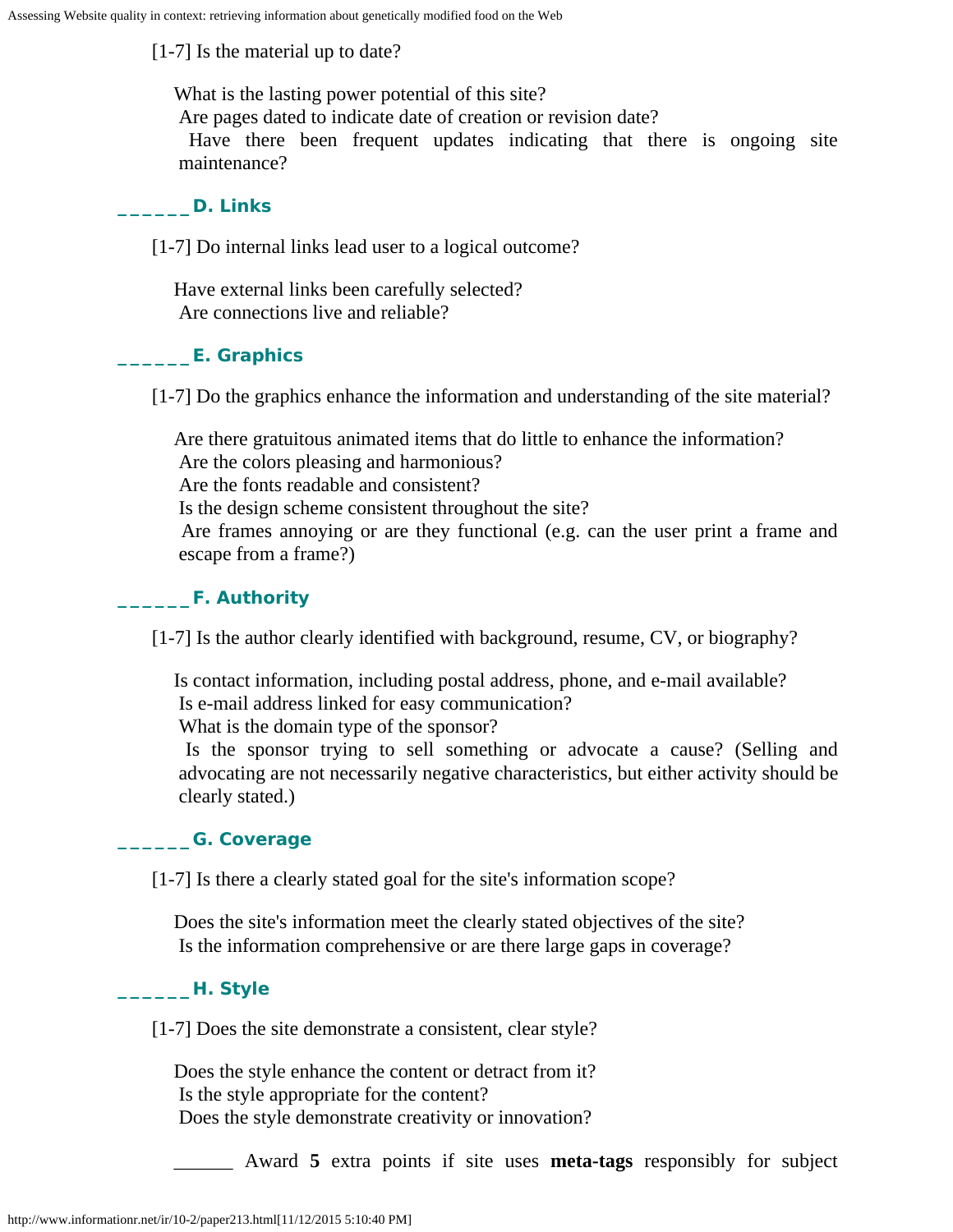[1-7] Is the material up to date?

What is the lasting power potential of this site?
Are pages dated to indicate date of creation or revision date?
Have there been frequent updates indicating that there is ongoing site maintenance?

### ______ D. Links

[1-7] Do internal links lead user to a logical outcome?

Have external links been carefully selected?
Are connections live and reliable?

### ______ E. Graphics

[1-7] Do the graphics enhance the information and understanding of the site material?

Are there gratuitous animated items that do little to enhance the information?
Are the colors pleasing and harmonious?
Are the fonts readable and consistent?
Is the design scheme consistent throughout the site?
Are frames annoying or are they functional (e.g. can the user print a frame and escape from a frame?)

### ______ F. Authority

[1-7] Is the author clearly identified with background, resume, CV, or biography?

Is contact information, including postal address, phone, and e-mail available?
Is e-mail address linked for easy communication?
What is the domain type of the sponsor?
Is the sponsor trying to sell something or advocate a cause? (Selling and advocating are not necessarily negative characteristics, but either activity should be clearly stated.)

### ______ G. Coverage

[1-7] Is there a clearly stated goal for the site's information scope?

Does the site's information meet the clearly stated objectives of the site?
Is the information comprehensive or are there large gaps in coverage?

### ______ H. Style

[1-7] Does the site demonstrate a consistent, clear style?

Does the style enhance the content or detract from it?
Is the style appropriate for the content?
Does the style demonstrate creativity or innovation?

______ Award **5** extra points if site uses **meta-tags** responsibly for subject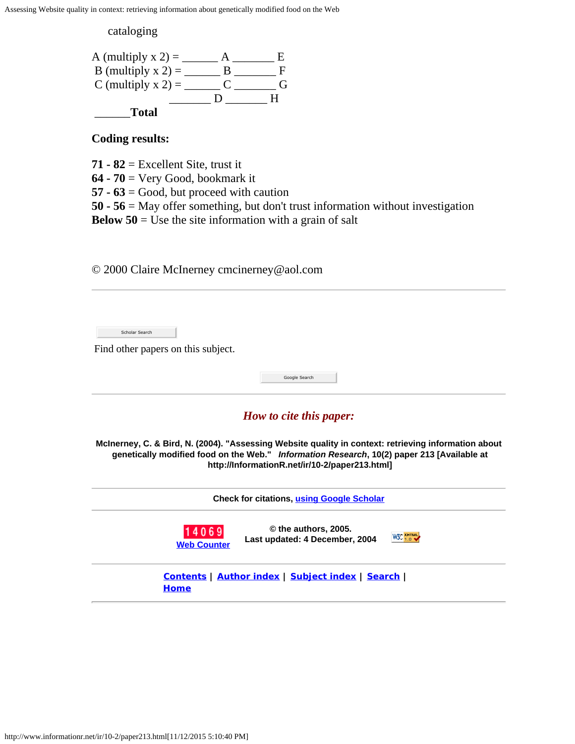cataloging

A (multiply x 2) = ______ A _______ E
B (multiply x 2) = ______ B _______ F
C (multiply x 2) = ______ C _______ G
_______ D _______ H
______**Total**

**Coding results:**

**71 - 82** = Excellent Site, trust it
**64 - 70** = Very Good, bookmark it
**57 - 63** = Good, but proceed with caution
**50 - 56** = May offer something, but don't trust information without investigation
**Below 50** = Use the site information with a grain of salt

© 2000 Claire McInerney cmcinerney@aol.com

---

Scholar Search

Find other papers on this subject.

Google Search

---

*How to cite this paper:*

**McInerney, C. & Bird, N. (2004). "Assessing Website quality in context: retrieving information about genetically modified food on the Web."** ***Information Research*, 10(2) paper 213 [Available at http://InformationR.net/ir/10-2/paper213.html]**

---

**Check for citations, using Google Scholar**

---

14069
Web Counter

**© the authors, 2005.**
**Last updated: 4 December, 2004**

---

**Contents | Author index | Subject index | Search | Home**